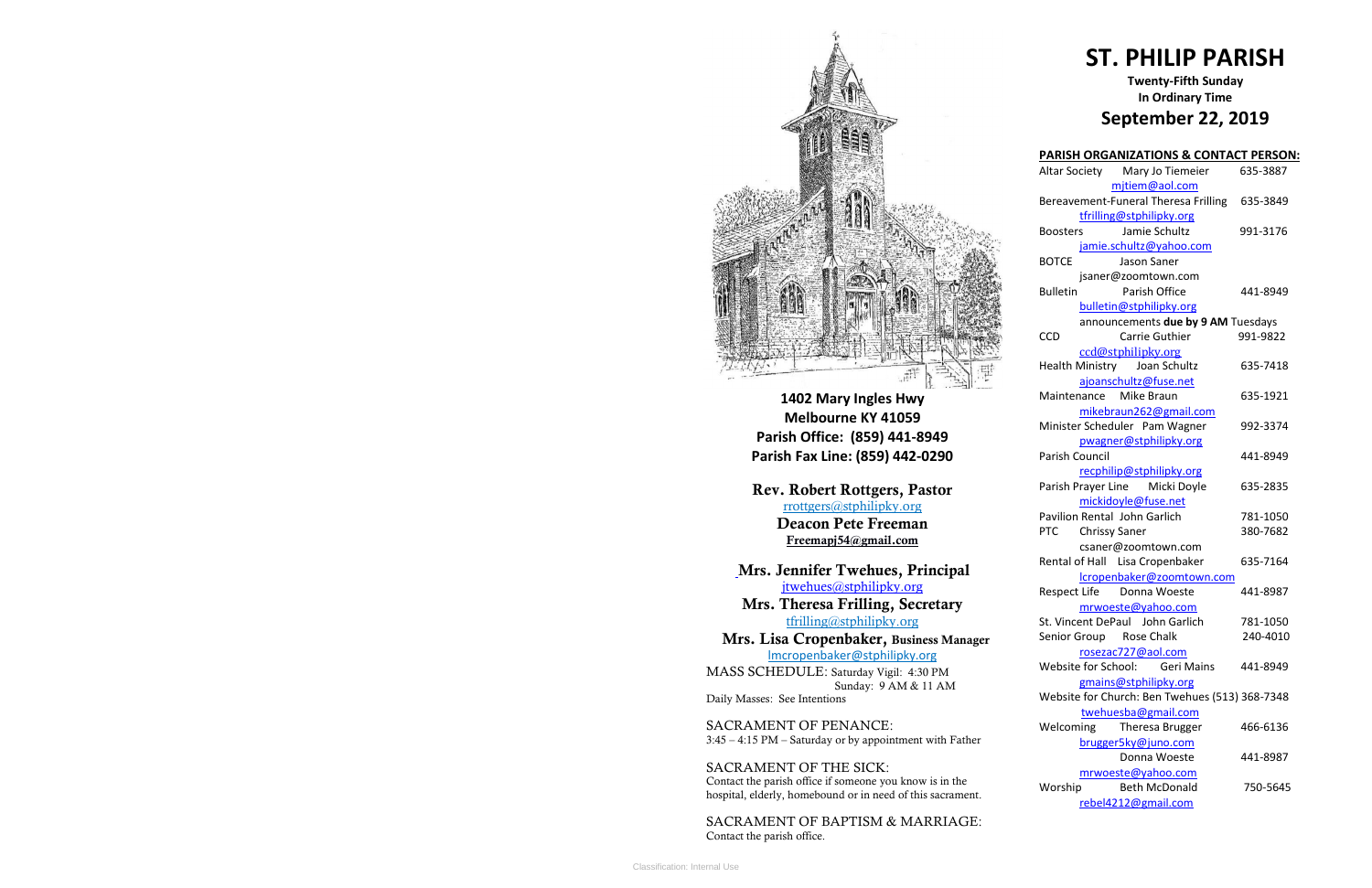**1402 Mary Ingles Hwy**
**Melbourne KY 41059**
**Parish Office: (859) 441-8949**
**Parish Fax Line: (859) 442-0290**

**Rev. Robert Rottgers, Pastor**
rrottgers@stphilipky.org
**Deacon Pete Freeman**
**Freemapj54@gmail.com**

**Mrs. Jennifer Twehues, Principal**
jtwehues@stphilipky.org
**Mrs. Theresa Frilling, Secretary**
tfrilling@stphilipky.org
**Mrs. Lisa Cropenbaker, Business Manager**
lmcropenbaker@stphilipky.org

MASS SCHEDULE: Saturday Vigil: 4:30 PM
Sunday: 9 AM & 11 AM
Daily Masses: See Intentions

SACRAMENT OF PENANCE:
3:45 – 4:15 PM – Saturday or by appointment with Father

SACRAMENT OF THE SICK:
Contact the parish office if someone you know is in the hospital, elderly, homebound or in need of this sacrament.

SACRAMENT OF BAPTISM & MARRIAGE:
Contact the parish office.

# ST. PHILIP PARISH

**Twenty-Fifth Sunday**
**In Ordinary Time**

## September 22, 2019

**PARISH ORGANIZATIONS & CONTACT PERSON:**

| Organization | Contact | Phone |
|---|---|---|
| Altar Society | Mary Jo Tiemeier mjtiem@aol.com | 635-3887 |
| Bereavement-Funeral | Theresa Frilling tfrilling@stphilipky.org | 635-3849 |
| Boosters | Jamie Schultz jamie.schultz@yahoo.com | 991-3176 |
| BOTCE | Jason Saner jsaner@zoomtown.com | |
| Bulletin | Parish Office bulletin@stphilipky.org announcements **due by 9 AM** Tuesdays | 441-8949 |
| CCD | Carrie Guthier ccd@stphilipky.org | 991-9822 |
| Health Ministry | Joan Schultz ajoanschultz@fuse.net | 635-7418 |
| Maintenance | Mike Braun mikebraun262@gmail.com | 635-1921 |
| Minister Scheduler | Pam Wagner pwagner@stphilipky.org | 992-3374 |
| Parish Council | recphilip@stphilipky.org | 441-8949 |
| Parish Prayer Line | Micki Doyle mickidoyle@fuse.net | 635-2835 |
| Pavilion Rental | John Garlich | 781-1050 |
| PTC | Chrissy Saner csaner@zoomtown.com | 380-7682 |
| Rental of Hall | Lisa Cropenbaker lcropenbaker@zoomtown.com | 635-7164 |
| Respect Life | Donna Woeste mrwoeste@yahoo.com | 441-8987 |
| St. Vincent DePaul | John Garlich | 781-1050 |
| Senior Group | Rose Chalk rosezac727@aol.com | 240-4010 |
| Website for School: | Geri Mains gmains@stphilipky.org | 441-8949 |
| Website for Church: | Ben Twehues twehuesba@gmail.com | (513) 368-7348 |
| Welcoming | Theresa Brugger brugger5ky@juno.com | 466-6136 |
| | Donna Woeste mrwoeste@yahoo.com | 441-8987 |
| Worship | Beth McDonald rebel4212@gmail.com | 750-5645 |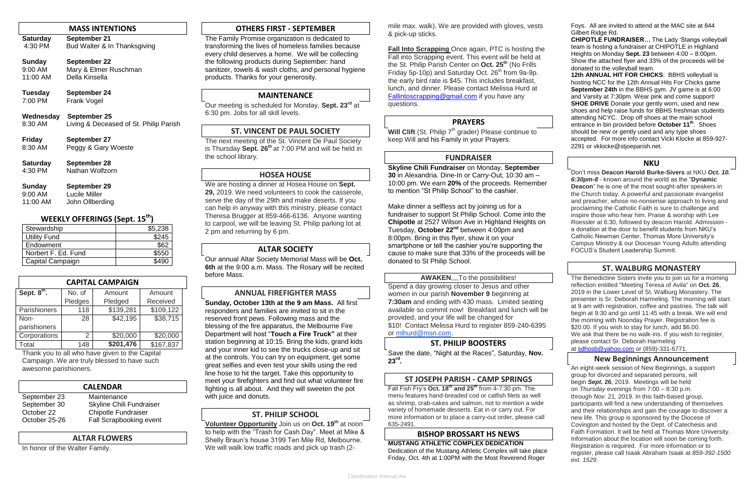## MASS INTENTIONS

**Saturday** September 21
4:30 PM Bud Walter & In Thanksgiving

**Sunday** September 22
9:00 AM Mary & Elmer Ruschman
11:00 AM Della Kinsella

**Tuesday** September 24
7:00 PM Frank Vogel

**Wednesday** September 25
8:30 AM Living & Deceased of St. Philip Parish

**Friday** September 27
8:30 AM Peggy & Gary Woeste

**Saturday** September 28
4:30 PM Nathan Wolfzorn

**Sunday** September 29
9:00 AM Lucile Miller
11:00 AM John Ollberding

## WEEKLY OFFERINGS (Sept. 15th)

| | |
|---|---|
| Stewardship | $5,238 |
| Utility Fund | $245 |
| Endowment | $62 |
| Norbert F. Ed. Fund | $550 |
| Capital Campaign | $490 |

## CAPITAL CAMPAIGN

| Sept. 8th. | No. of Pledges | Amount Pledged | Amount Received |
|---|---|---|---|
| Parishioners | 118 | $139,281 | $109,122 |
| Non-parishioners | 28 | $42,195 | $38,715 |
| Corporations | 2 | $20,000 | $20,000 |
| Total | 148 | **$201,476** | $167,837 |

Thank you to all who have given to the Capital Campaign. We are truly blessed to have such awesome parishioners.

## CALENDAR

| | |
|---|---|
| September 23 | Maintenance |
| September 30 | Skyline Chili Fundraiser |
| October 22 | Chipotle Fundraiser |
| October 25-26 | Fall Scrapbooking event |

## ALTAR FLOWERS

In honor of the Walter Family.

## OTHERS FIRST - SEPTEMBER

The Family Promise organization is dedicated to transforming the lives of homeless families because every child deserves a home. We will be collecting the following products during September: hand sanitizer, towels & wash cloths, *and* personal hygiene products. Thanks for your generosity.

## MAINTENANCE

Our meeting is scheduled for Monday, **Sept. 23rd** at 6:30 pm. Jobs for all skill levels.

## ST. VINCENT DE PAUL SOCIETY

The next meeting of the St. Vincent De Paul Society is Thursday **Sept. 26th** at 7:00 PM and will be held in the school library.

## HOSEA HOUSE

We are hosting a dinner at Hosea House on **Sept. 29,** 2019. We need volunteers to cook the casserole, serve the day of the 29th and make deserts. If you can help in anyway with this ministry, please contact Theresa Brugger at 859-466-6136. Anyone wanting to carpool, we will be leaving St. Philip parking lot at 2 pm and returning by 6 pm.

## ALTAR SOCIETY

Our annual Altar Society Memorial Mass will be **Oct. 6th** at the 9:00 a.m. Mass. The Rosary will be recited before Mass.

## ANNUAL FIREFIGHTER MASS

**Sunday, October 13th at the 9 am Mass.** All first responders and families are invited to sit in the reserved front pews. Following mass and the blessing of the fire apparatus, the Melbourne Fire Department will host "**Touch a Fire Truck"** at their station beginning at 10:15. Bring the kids, grand kids and your inner kid to see the trucks close-up and sit at the controls. You can try on equipment, get some great selfies and even test your skills using the red line hose to hit the target. Take this opportunity to meet your firefighters and find out what volunteer fire fighting is all about. And they will sweeten the pot with juice and donuts.

## ST. PHILIP SCHOOL

**Volunteer Opportunity** Join us on **Oct. 19th** at noon to help with the "Trash for Cash Day". Meet at Mike & Shelly Braun's house 3199 Ten Mile Rd, Melbourne. We will walk low traffic roads and pick up trash (2-mile max. walk). We are provided with gloves, vests & pick-up sticks.

**Fall Into Scrapping** Once again, PTC is hosting the Fall into Scrapping event. This event will be held at the St. Philip Parish Center on **Oct. 25th** (No Frills Friday 5p-10p) and Saturday Oct. 26th from 9a-9p. the early bird rate is $45. This includes breakfast, lunch, and dinner. Please contact Melissa Hurd at Fallintoscrapping@gmail.com if you have any questions.

## PRAYERS

**Will Clift** (St. Philip 7th grader) Please continue to keep Will and his Family in your Prayers.

## FUNDRAISER

**Skyline Chili Fundraiser** on Monday, **September 30** in Alexandria. Dine-In or Carry-Out, 10:30 am – 10:00 pm. We earn **20%** of the proceeds. Remember to mention "St Philip School" to the cashier.

Make dinner a selfless act by joining us for a fundraiser to support St Philip School. Come into the **Chipotle** at 2527 Wilson Ave in Highland Heights on Tuesday, **October 22nd** between 4:00pm and 8:00pm. Bring in this flyer, show it on your smartphone or tell the cashier you're supporting the cause to make sure that 33% of the proceeds will be donated to St Philip School.

**AWAKEN**,,,,To the possibilities!

Spend a day growing closer to Jesus and other women in our parish **November 9** beginning at **7:30am** and ending with 430 mass. Limited seating available so commit now! Breakfast and lunch will be provided, and your life will be changed for $10! Contact Melissa Hurd to register 859-240-6395 or mlhurd@msn.com.

## ST. PHILIP BOOSTERS

Save the date, "Night at the Races", Saturday, **Nov. 23rd.**

## ST JOSEPH PARISH - CAMP SPRINGS

Fall Fish Fry's **Oct. 18th and 25th** from 4-7:30 pm. The menu features hand-breaded cod or catfish filets as well as shrimp, crab-cakes and salmon, not to mention a wide variety of homemade desserts. Eat in or carry out. For more information or to place a carry-out order, please call 635-2491.

## BISHOP BROSSART HS NEWS

**MUSTANG ATHLETIC COMPLEX DEDICATION**
Dedication of the Mustang Athletic Complex will take place Friday, Oct. 4th at 1:00PM with the Most Reverend Roger Foys. All are invited to attend at the MAC site at 844 Gilbert Ridge Rd.

**CHIPOTLE FUNDRAISER…** The Lady 'Stangs volleyball team is hosting a fundraiser at CHIPOTLE in Highland Heights on Monday **Sept. 23** between 4:00 – 8:00pm. Show the attached flyer and 33% of the proceeds will be donated to the volleyball team.

**12th ANNUAL HIT FOR CHICKS**: BBHS volleyball is hosting NCC for the 12th Annual Hits For Chicks game **September 24th** in the BBHS gym. JV game is at 6:00 and Varsity at 7:30pm. Wear pink and come support!

**SHOE DRIVE** Donate your gently worn, used and new shoes and help raise funds for BBHS freshman students attending NCYC. Drop off shoes at the main school entrance in bin provided before **October 11th**. Shoes should be new or gently used and any type shoes accepted. For more info contact Vicki Klocke at 859-927-2291 or vklocke@stjoeparish.net.

## NKU

Don't miss **Deacon Harold Burke-Sivers** at NKU ***Oct. 10. 6:30pm-8*** - known around the world as the "**Dynamic Deacon**" he is one of the most sought-after speakers in the Church today. A powerful and passionate evangelist and preacher, whose no-nonsense approach to living and proclaiming the Catholic Faith is sure to challenge and inspire those who hear him. Praise & worship with Lee Roessler at 6:30, followed by deacon Harold. Admission - a donation at the door to benefit students from NKU's Catholic Newman Center, Thomas More University's Campus Ministry & our Diocesan Young Adults attending FOCUS's Student Leadership Summit.

## ST. WALBURG MONASTERY

The Benedictine Sisters invite you to join us for a morning reflection entitled "Meeting Teresa of Avila" on **Oct. 26**, 2019 in the Lower Level of St. Walburg Monastery. The presenter is Sr. Deborah Harmeling. The morning will start at 9 am with registration, coffee and pastries. The talk will begin at 9:30 and go until 11:45 with a break. We will end the morning with Noonday Prayer. Registration fee is $20.00. If you wish to stay for lunch, add $6.00. We ask that there be no walk-ins. If you wish to register, please contact Sr. Deborah Harmeling at sdhosb@yahoo.com or (859)-331-6771.

## New Beginnings Announcement

An eight-week session of New Beginnings, a support group for divorced and separated persons, will begin ***Sept.* 26**, 2019. Meetings will be held on *Thursday* evenings from 7:00 – 8:30 p.m. through *Nov.* 21, 2019. In this faith-based group, participants will find a new understanding of themselves and their relationships and gain the courage to discover a new life. This group is sponsored by the Diocese of Covington and hosted by the Dept. of Catechesis and Faith Formation. It will be held at Thomas More University. Information about the location will soon be coming forth. Registration is required. For more information or to register, please call Isaak Abraham Isaak at *859-392-1500 ext. 1529*.